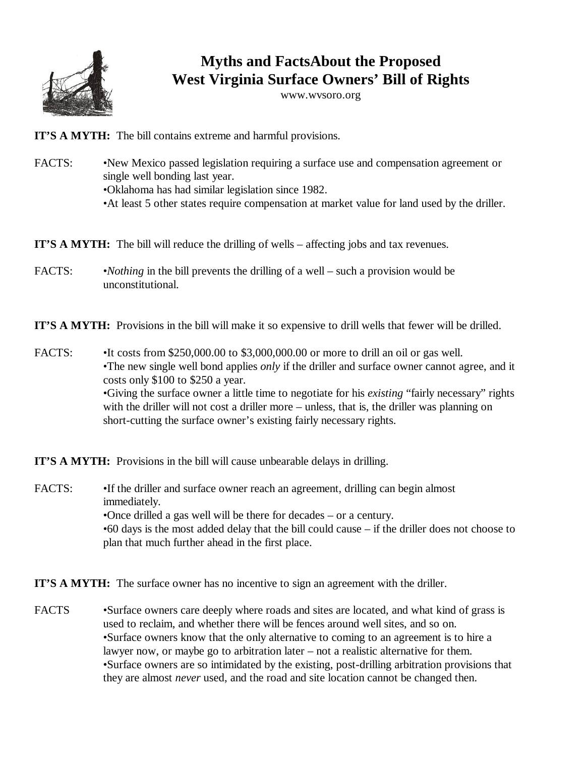# Myths and FactsAbout the Proposed West Virginia Surface Owners' Bill of Rights

www.wvsoro.org

**IT'S A MYTH:** The bill contains extreme and harmful provisions.

FACTS:
- New Mexico passed legislation requiring a surface use and compensation agreement or single well bonding last year.
- Oklahoma has had similar legislation since 1982.
- At least 5 other states require compensation at market value for land used by the driller.

**IT'S A MYTH:** The bill will reduce the drilling of wells – affecting jobs and tax revenues.

FACTS:
- *Nothing* in the bill prevents the drilling of a well – such a provision would be unconstitutional.

**IT'S A MYTH:** Provisions in the bill will make it so expensive to drill wells that fewer will be drilled.

FACTS:
- It costs from $250,000.00 to $3,000,000.00 or more to drill an oil or gas well.
- The new single well bond applies *only* if the driller and surface owner cannot agree, and it costs only $100 to $250 a year.
- Giving the surface owner a little time to negotiate for his *existing* "fairly necessary" rights with the driller will not cost a driller more – unless, that is, the driller was planning on short-cutting the surface owner's existing fairly necessary rights.

**IT'S A MYTH:** Provisions in the bill will cause unbearable delays in drilling.

FACTS:
- If the driller and surface owner reach an agreement, drilling can begin almost immediately.
- Once drilled a gas well will be there for decades – or a century.
- 60 days is the most added delay that the bill could cause – if the driller does not choose to plan that much further ahead in the first place.

**IT'S A MYTH:** The surface owner has no incentive to sign an agreement with the driller.

FACTS
- Surface owners care deeply where roads and sites are located, and what kind of grass is used to reclaim, and whether there will be fences around well sites, and so on.
- Surface owners know that the only alternative to coming to an agreement is to hire a lawyer now, or maybe go to arbitration later – not a realistic alternative for them.
- Surface owners are so intimidated by the existing, post-drilling arbitration provisions that they are almost *never* used, and the road and site location cannot be changed then.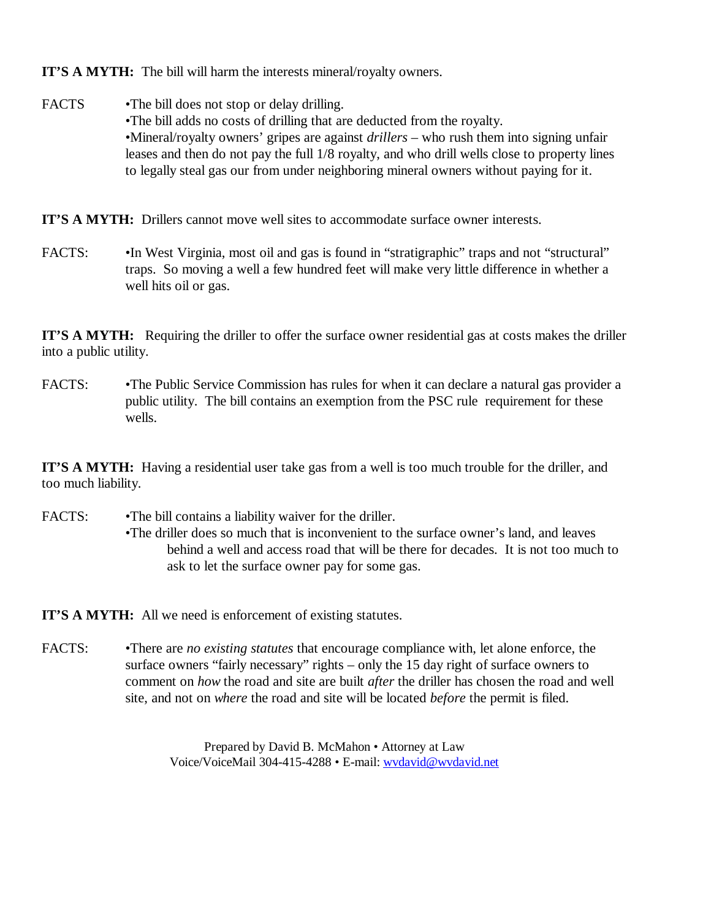**IT'S A MYTH:** The bill will harm the interests mineral/royalty owners.

FACTS

- The bill does not stop or delay drilling.
- The bill adds no costs of drilling that are deducted from the royalty.
- Mineral/royalty owners' gripes are against *drillers* – who rush them into signing unfair leases and then do not pay the full 1/8 royalty, and who drill wells close to property lines to legally steal gas our from under neighboring mineral owners without paying for it.

**IT'S A MYTH:** Drillers cannot move well sites to accommodate surface owner interests.

FACTS:

- In West Virginia, most oil and gas is found in "stratigraphic" traps and not "structural" traps. So moving a well a few hundred feet will make very little difference in whether a well hits oil or gas.

**IT'S A MYTH:** Requiring the driller to offer the surface owner residential gas at costs makes the driller into a public utility.

FACTS:

- The Public Service Commission has rules for when it can declare a natural gas provider a public utility. The bill contains an exemption from the PSC rule requirement for these wells.

**IT'S A MYTH:** Having a residential user take gas from a well is too much trouble for the driller, and too much liability.

FACTS:

- The bill contains a liability waiver for the driller.
- The driller does so much that is inconvenient to the surface owner's land, and leaves behind a well and access road that will be there for decades. It is not too much to ask to let the surface owner pay for some gas.

**IT'S A MYTH:** All we need is enforcement of existing statutes.

FACTS:

- There are *no existing statutes* that encourage compliance with, let alone enforce, the surface owners "fairly necessary" rights – only the 15 day right of surface owners to comment on *how* the road and site are built *after* the driller has chosen the road and well site, and not on *where* the road and site will be located *before* the permit is filed.

Prepared by David B. McMahon • Attorney at Law
Voice/VoiceMail 304-415-4288 • E-mail: wvdavid@wvdavid.net